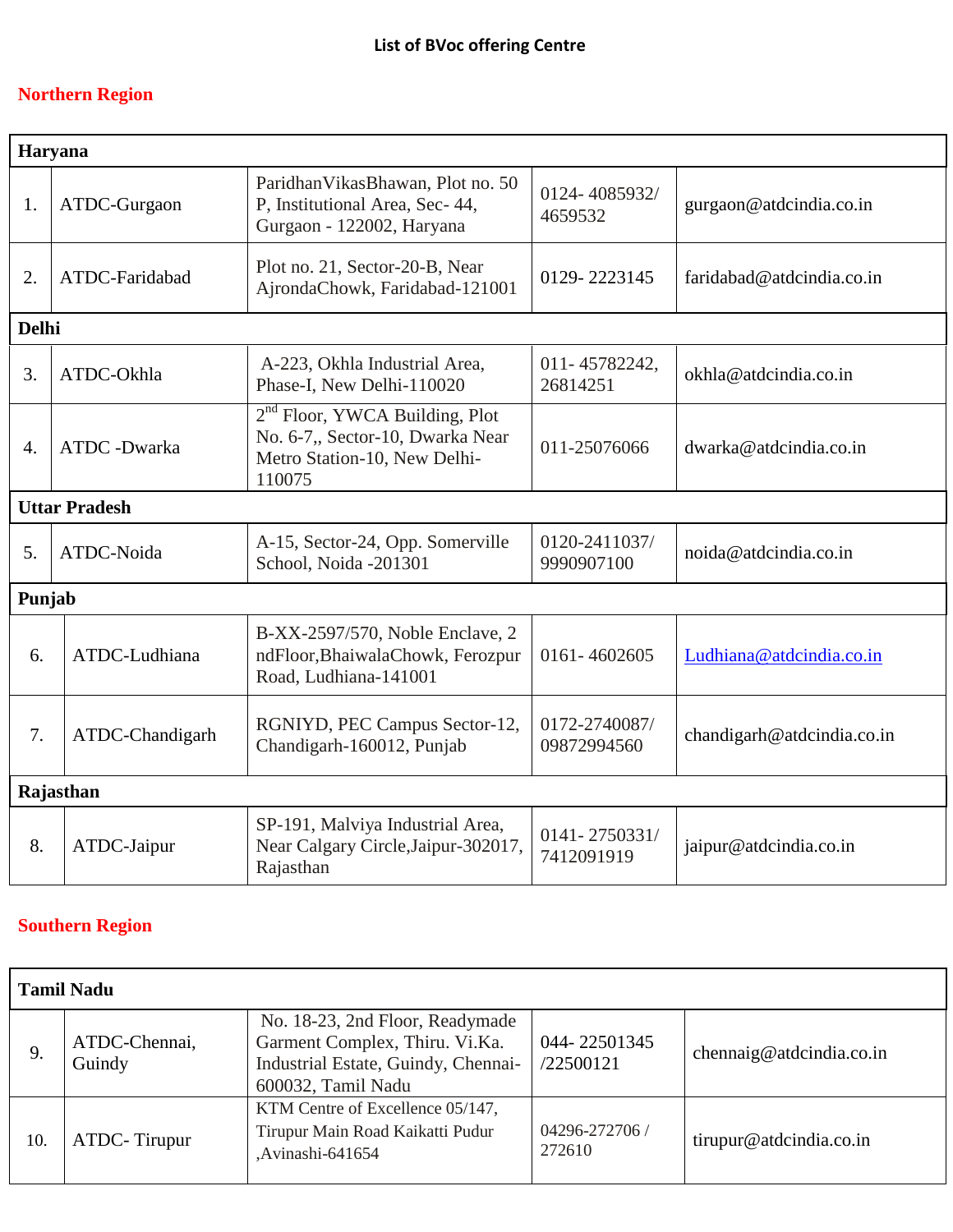# List of BVoc offering Centre

## Northern Region

| | | | | |
|---|---|---|---|---|
| **Haryana** | | | | |
| 1. | ATDC-Gurgaon | ParidhanVikasBhawan, Plot no. 50 P, Institutional Area, Sec- 44, Gurgaon - 122002, Haryana | 0124- 4085932/ 4659532 | gurgaon@atdcindia.co.in |
| 2. | ATDC-Faridabad | Plot no. 21, Sector-20-B, Near AjrondaChowk, Faridabad-121001 | 0129- 2223145 | faridabad@atdcindia.co.in |
| **Delhi** | | | | |
| 3. | ATDC-Okhla | A-223, Okhla Industrial Area, Phase-I, New Delhi-110020 | 011- 45782242, 26814251 | okhla@atdcindia.co.in |
| 4. | ATDC -Dwarka | 2nd Floor, YWCA Building, Plot No. 6-7,, Sector-10, Dwarka Near Metro Station-10, New Delhi-110075 | 011-25076066 | dwarka@atdcindia.co.in |
| **Uttar Pradesh** | | | | |
| 5. | ATDC-Noida | A-15, Sector-24, Opp. Somerville School, Noida -201301 | 0120-2411037/ 9990907100 | noida@atdcindia.co.in |
| **Punjab** | | | | |
| 6. | ATDC-Ludhiana | B-XX-2597/570, Noble Enclave, 2 ndFloor,BhaiwalaChowk, Ferozpur Road, Ludhiana-141001 | 0161- 4602605 | Ludhiana@atdcindia.co.in |
| 7. | ATDC-Chandigarh | RGNIYD, PEC Campus Sector-12, Chandigarh-160012, Punjab | 0172-2740087/ 09872994560 | chandigarh@atdcindia.co.in |
| **Rajasthan** | | | | |
| 8. | ATDC-Jaipur | SP-191, Malviya Industrial Area, Near Calgary Circle,Jaipur-302017, Rajasthan | 0141- 2750331/ 7412091919 | jaipur@atdcindia.co.in |

## Southern Region

| | | | | |
|---|---|---|---|---|
| **Tamil Nadu** | | | | |
| 9. | ATDC-Chennai, Guindy | No. 18-23, 2nd Floor, Readymade Garment Complex, Thiru. Vi.Ka. Industrial Estate, Guindy, Chennai-600032, Tamil Nadu | 044- 22501345 /22500121 | chennaig@atdcindia.co.in |
| 10. | ATDC- Tirupur | KTM Centre of Excellence 05/147, Tirupur Main Road Kaikatti Pudur ,Avinashi-641654 | 04296-272706 / 272610 | tirupur@atdcindia.co.in |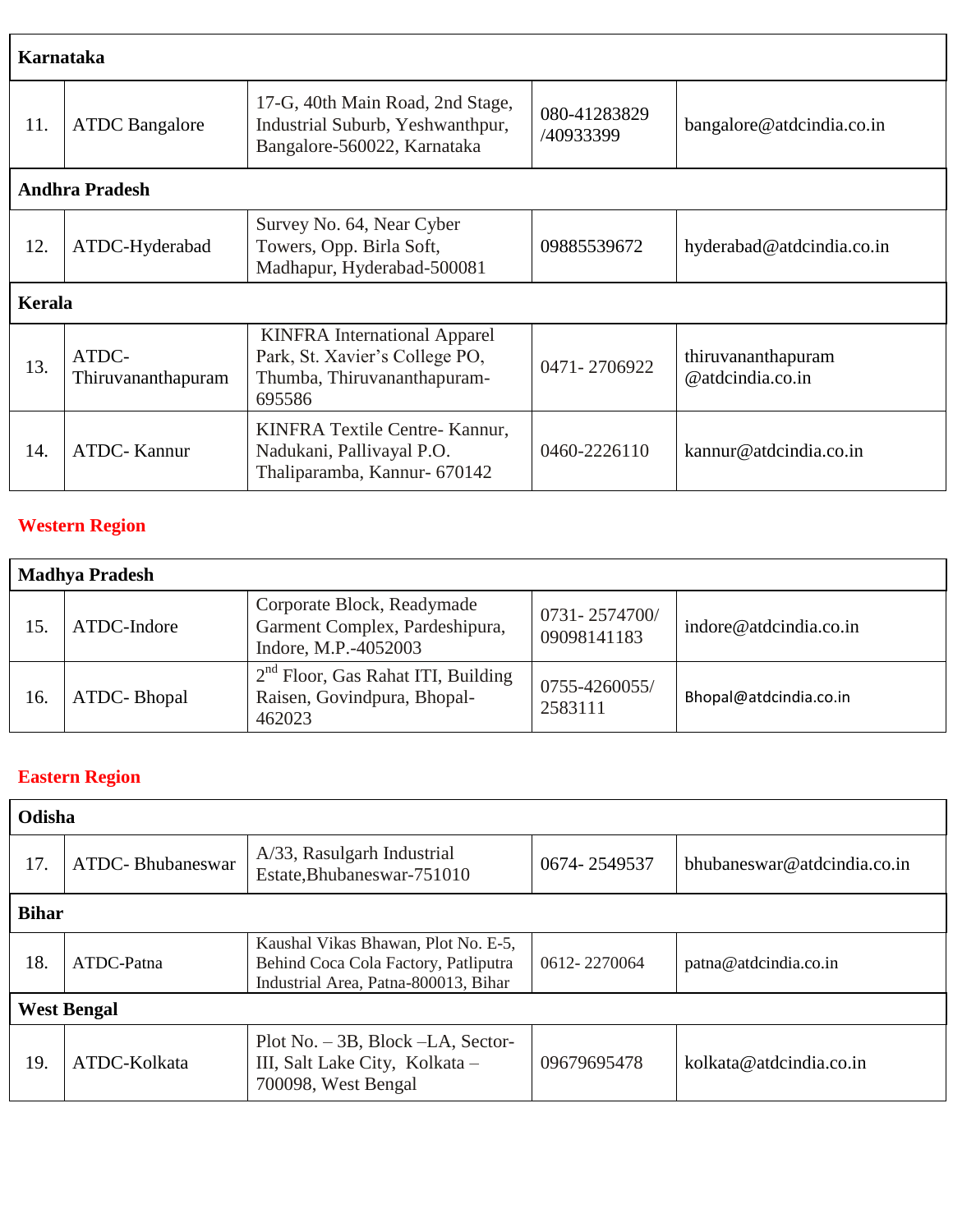| | | | | |
|---|---|---|---|---|
| **Karnataka** | | | | |
| 11. | ATDC Bangalore | 17-G, 40th Main Road, 2nd Stage, Industrial Suburb, Yeshwanthpur, Bangalore-560022, Karnataka | 080-41283829 /40933399 | bangalore@atdcindia.co.in |
| **Andhra Pradesh** | | | | |
| 12. | ATDC-Hyderabad | Survey No. 64, Near Cyber Towers, Opp. Birla Soft, Madhapur, Hyderabad-500081 | 09885539672 | hyderabad@atdcindia.co.in |
| **Kerala** | | | | |
| 13. | ATDC-Thiruvananthapuram | KINFRA International Apparel Park, St. Xavier's College PO, Thumba, Thiruvananthapuram-695586 | 0471- 2706922 | thiruvananthapuram @atdcindia.co.in |
| 14. | ATDC- Kannur | KINFRA Textile Centre- Kannur, Nadukani, Pallivayal P.O. Thaliparamba, Kannur- 670142 | 0460-2226110 | kannur@atdcindia.co.in |

## Western Region

| | | | | |
|---|---|---|---|---|
| **Madhya Pradesh** | | | | |
| 15. | ATDC-Indore | Corporate Block, Readymade Garment Complex, Pardeshipura, Indore, M.P.-4052003 | 0731- 2574700/ 09098141183 | indore@atdcindia.co.in |
| 16. | ATDC- Bhopal | 2nd Floor, Gas Rahat ITI, Building Raisen, Govindpura, Bhopal-462023 | 0755-4260055/ 2583111 | Bhopal@atdcindia.co.in |

## Eastern Region

| | | | | |
|---|---|---|---|---|
| **Odisha** | | | | |
| 17. | ATDC- Bhubaneswar | A/33, Rasulgarh Industrial Estate,Bhubaneswar-751010 | 0674- 2549537 | bhubaneswar@atdcindia.co.in |
| **Bihar** | | | | |
| 18. | ATDC-Patna | Kaushal Vikas Bhawan, Plot No. E-5, Behind Coca Cola Factory, Patliputra Industrial Area, Patna-800013, Bihar | 0612- 2270064 | patna@atdcindia.co.in |
| **West Bengal** | | | | |
| 19. | ATDC-Kolkata | Plot No. – 3B, Block –LA, Sector-III, Salt Lake City, Kolkata – 700098, West Bengal | 09679695478 | kolkata@atdcindia.co.in |